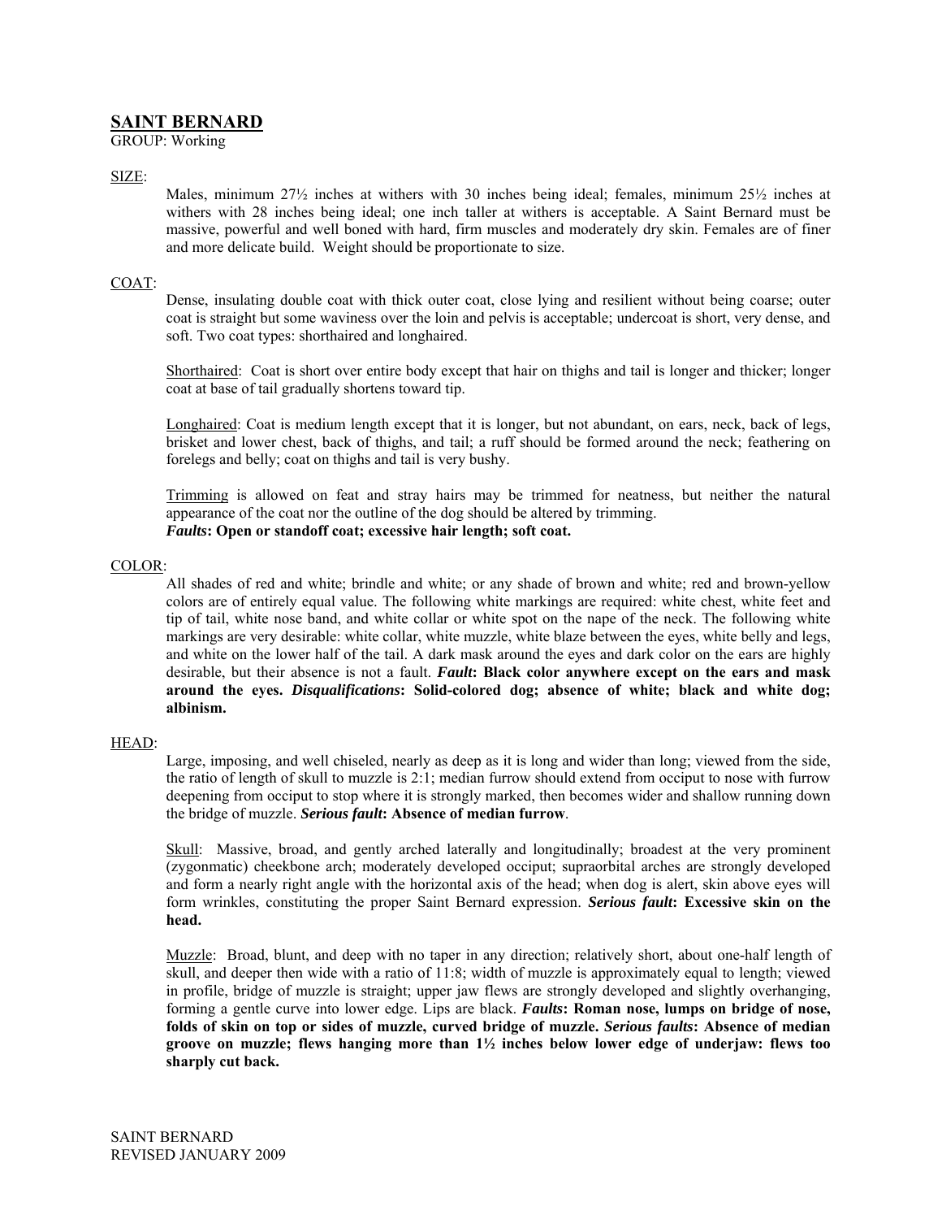# SAINT BERNARD

GROUP: Working

## SIZE:

Males, minimum 27½ inches at withers with 30 inches being ideal; females, minimum 25½ inches at withers with 28 inches being ideal; one inch taller at withers is acceptable. A Saint Bernard must be massive, powerful and well boned with hard, firm muscles and moderately dry skin. Females are of finer and more delicate build. Weight should be proportionate to size.

## COAT:

Dense, insulating double coat with thick outer coat, close lying and resilient without being coarse; outer coat is straight but some waviness over the loin and pelvis is acceptable; undercoat is short, very dense, and soft. Two coat types: shorthaired and longhaired.

Shorthaired: Coat is short over entire body except that hair on thighs and tail is longer and thicker; longer coat at base of tail gradually shortens toward tip.

Longhaired: Coat is medium length except that it is longer, but not abundant, on ears, neck, back of legs, brisket and lower chest, back of thighs, and tail; a ruff should be formed around the neck; feathering on forelegs and belly; coat on thighs and tail is very bushy.

Trimming is allowed on feat and stray hairs may be trimmed for neatness, but neither the natural appearance of the coat nor the outline of the dog should be altered by trimming.
***Faults*: Open or standoff coat; excessive hair length; soft coat.**

## COLOR:

All shades of red and white; brindle and white; or any shade of brown and white; red and brown-yellow colors are of entirely equal value. The following white markings are required: white chest, white feet and tip of tail, white nose band, and white collar or white spot on the nape of the neck. The following white markings are very desirable: white collar, white muzzle, white blaze between the eyes, white belly and legs, and white on the lower half of the tail. A dark mask around the eyes and dark color on the ears are highly desirable, but their absence is not a fault. ***Fault*: Black color anywhere except on the ears and mask around the eyes. *Disqualifications*: Solid-colored dog; absence of white; black and white dog; albinism.**

## HEAD:

Large, imposing, and well chiseled, nearly as deep as it is long and wider than long; viewed from the side, the ratio of length of skull to muzzle is 2:1; median furrow should extend from occiput to nose with furrow deepening from occiput to stop where it is strongly marked, then becomes wider and shallow running down the bridge of muzzle. ***Serious fault*: Absence of median furrow**.

Skull: Massive, broad, and gently arched laterally and longitudinally; broadest at the very prominent (zygonmatic) cheekbone arch; moderately developed occiput; supraorbital arches are strongly developed and form a nearly right angle with the horizontal axis of the head; when dog is alert, skin above eyes will form wrinkles, constituting the proper Saint Bernard expression. ***Serious fault*: Excessive skin on the head.**

Muzzle: Broad, blunt, and deep with no taper in any direction; relatively short, about one-half length of skull, and deeper then wide with a ratio of 11:8; width of muzzle is approximately equal to length; viewed in profile, bridge of muzzle is straight; upper jaw flews are strongly developed and slightly overhanging, forming a gentle curve into lower edge. Lips are black. ***Faults*: Roman nose, lumps on bridge of nose, folds of skin on top or sides of muzzle, curved bridge of muzzle. *Serious faults*: Absence of median groove on muzzle; flews hanging more than 1½ inches below lower edge of underjaw: flews too sharply cut back.**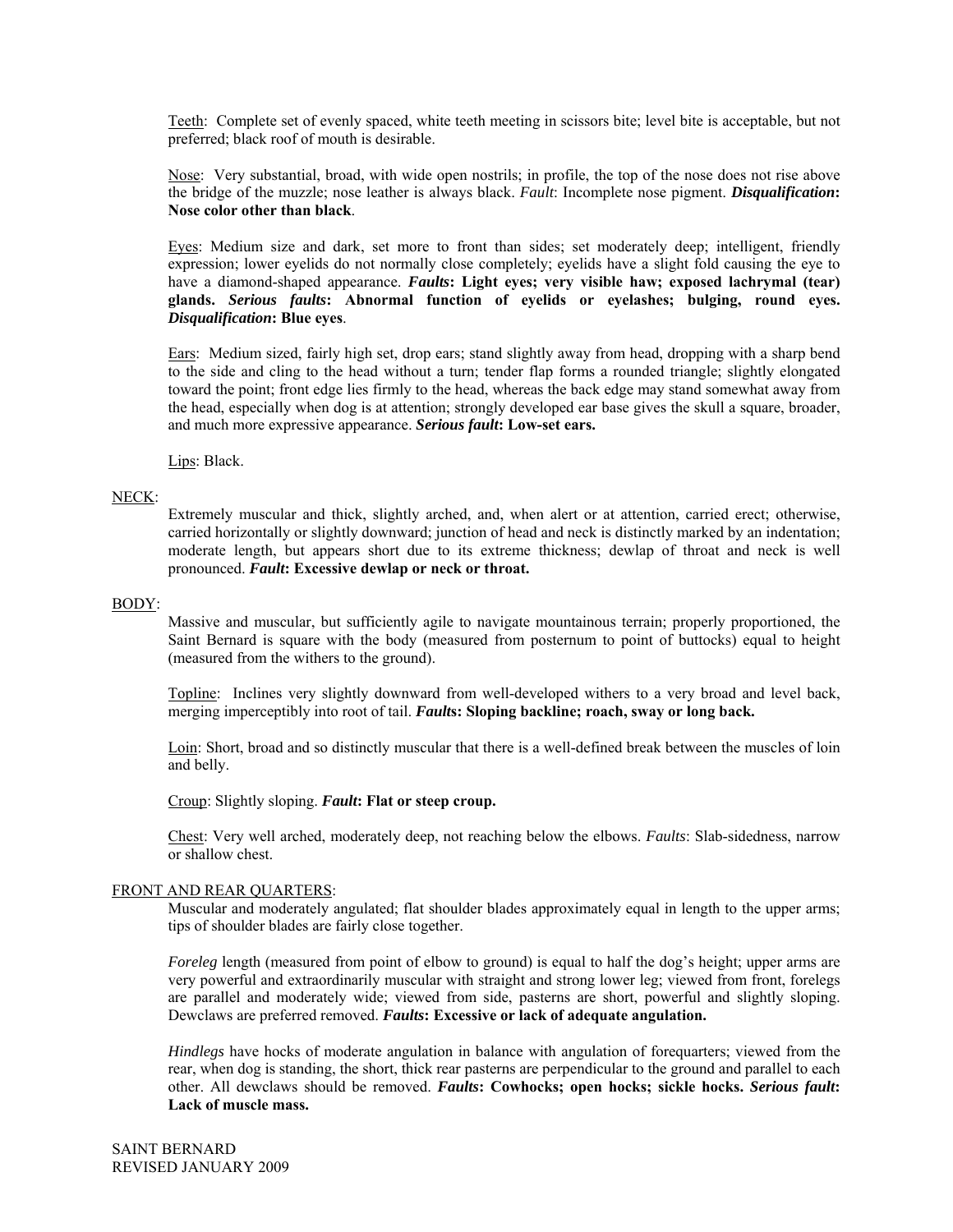Teeth: Complete set of evenly spaced, white teeth meeting in scissors bite; level bite is acceptable, but not preferred; black roof of mouth is desirable.

Nose: Very substantial, broad, with wide open nostrils; in profile, the top of the nose does not rise above the bridge of the muzzle; nose leather is always black. *Fault*: Incomplete nose pigment. ***Disqualification*: Nose color other than black**.

Eyes: Medium size and dark, set more to front than sides; set moderately deep; intelligent, friendly expression; lower eyelids do not normally close completely; eyelids have a slight fold causing the eye to have a diamond-shaped appearance. ***Faults*: Light eyes; very visible haw; exposed lachrymal (tear) glands. *Serious faults*: Abnormal function of eyelids or eyelashes; bulging, round eyes. *Disqualification*: Blue eyes**.

Ears: Medium sized, fairly high set, drop ears; stand slightly away from head, dropping with a sharp bend to the side and cling to the head without a turn; tender flap forms a rounded triangle; slightly elongated toward the point; front edge lies firmly to the head, whereas the back edge may stand somewhat away from the head, especially when dog is at attention; strongly developed ear base gives the skull a square, broader, and much more expressive appearance. ***Serious fault*: Low-set ears.**

Lips: Black.

NECK:

Extremely muscular and thick, slightly arched, and, when alert or at attention, carried erect; otherwise, carried horizontally or slightly downward; junction of head and neck is distinctly marked by an indentation; moderate length, but appears short due to its extreme thickness; dewlap of throat and neck is well pronounced. ***Fault*: Excessive dewlap or neck or throat.**

BODY:

Massive and muscular, but sufficiently agile to navigate mountainous terrain; properly proportioned, the Saint Bernard is square with the body (measured from posternum to point of buttocks) equal to height (measured from the withers to the ground).

Topline: Inclines very slightly downward from well-developed withers to a very broad and level back, merging imperceptibly into root of tail. ***Faults*: Sloping backline; roach, sway or long back.**

Loin: Short, broad and so distinctly muscular that there is a well-defined break between the muscles of loin and belly.

Croup: Slightly sloping. ***Fault*: Flat or steep croup.**

Chest: Very well arched, moderately deep, not reaching below the elbows. *Faults*: Slab-sidedness, narrow or shallow chest.

FRONT AND REAR QUARTERS:

Muscular and moderately angulated; flat shoulder blades approximately equal in length to the upper arms; tips of shoulder blades are fairly close together.

*Foreleg* length (measured from point of elbow to ground) is equal to half the dog's height; upper arms are very powerful and extraordinarily muscular with straight and strong lower leg; viewed from front, forelegs are parallel and moderately wide; viewed from side, pasterns are short, powerful and slightly sloping. Dewclaws are preferred removed. ***Faults*: Excessive or lack of adequate angulation.**

*Hindlegs* have hocks of moderate angulation in balance with angulation of forequarters; viewed from the rear, when dog is standing, the short, thick rear pasterns are perpendicular to the ground and parallel to each other. All dewclaws should be removed. ***Faults*: Cowhocks; open hocks; sickle hocks. *Serious fault*: Lack of muscle mass.**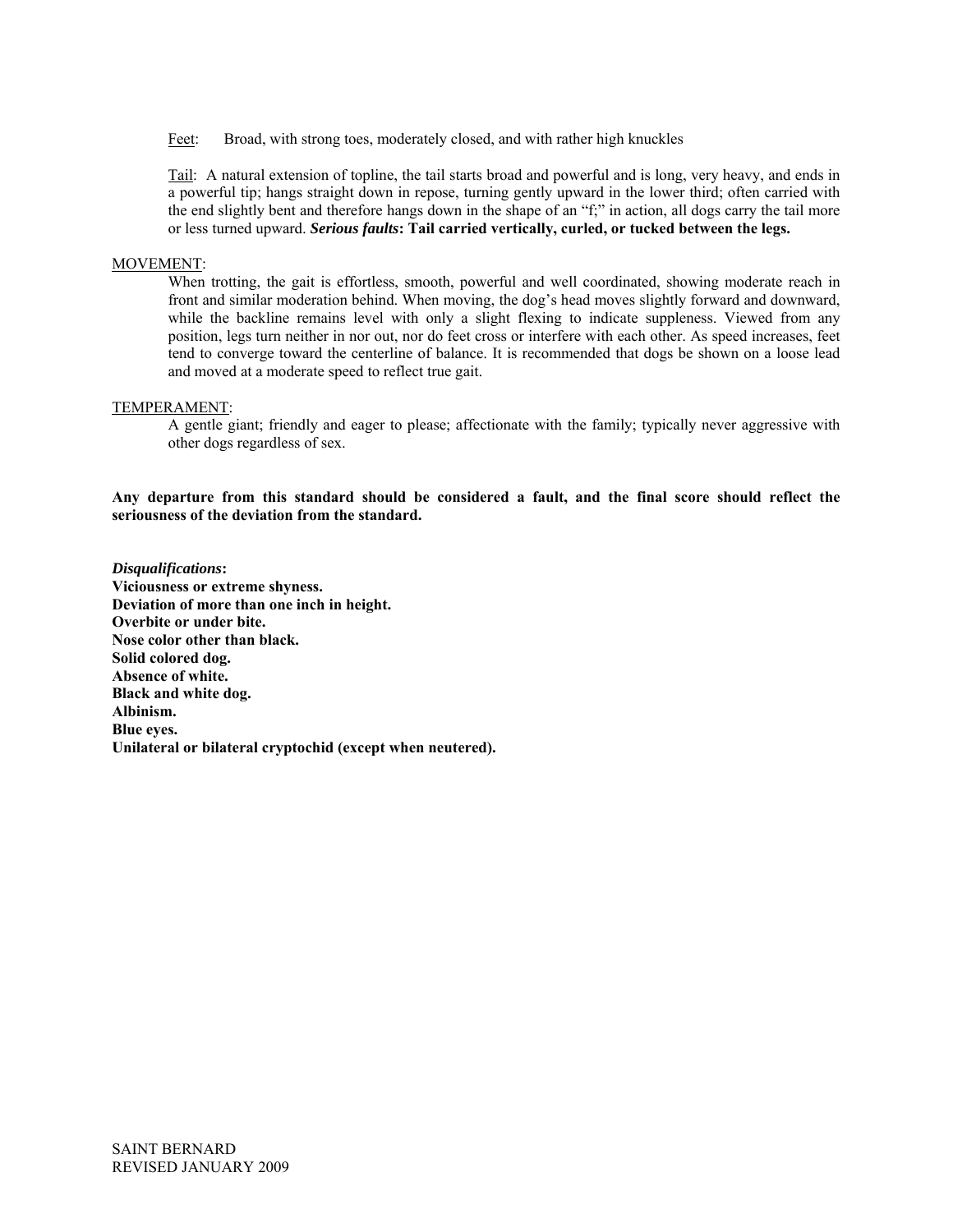Feet: Broad, with strong toes, moderately closed, and with rather high knuckles

Tail: A natural extension of topline, the tail starts broad and powerful and is long, very heavy, and ends in a powerful tip; hangs straight down in repose, turning gently upward in the lower third; often carried with the end slightly bent and therefore hangs down in the shape of an "f;" in action, all dogs carry the tail more or less turned upward. ***Serious faults*: Tail carried vertically, curled, or tucked between the legs.**

MOVEMENT:

When trotting, the gait is effortless, smooth, powerful and well coordinated, showing moderate reach in front and similar moderation behind. When moving, the dog's head moves slightly forward and downward, while the backline remains level with only a slight flexing to indicate suppleness. Viewed from any position, legs turn neither in nor out, nor do feet cross or interfere with each other. As speed increases, feet tend to converge toward the centerline of balance. It is recommended that dogs be shown on a loose lead and moved at a moderate speed to reflect true gait.

TEMPERAMENT:

A gentle giant; friendly and eager to please; affectionate with the family; typically never aggressive with other dogs regardless of sex.

**Any departure from this standard should be considered a fault, and the final score should reflect the seriousness of the deviation from the standard.**

***Disqualifications*:**
**Viciousness or extreme shyness.**
**Deviation of more than one inch in height.**
**Overbite or under bite.**
**Nose color other than black.**
**Solid colored dog.**
**Absence of white.**
**Black and white dog.**
**Albinism.**
**Blue eyes.**
**Unilateral or bilateral cryptochid (except when neutered).**